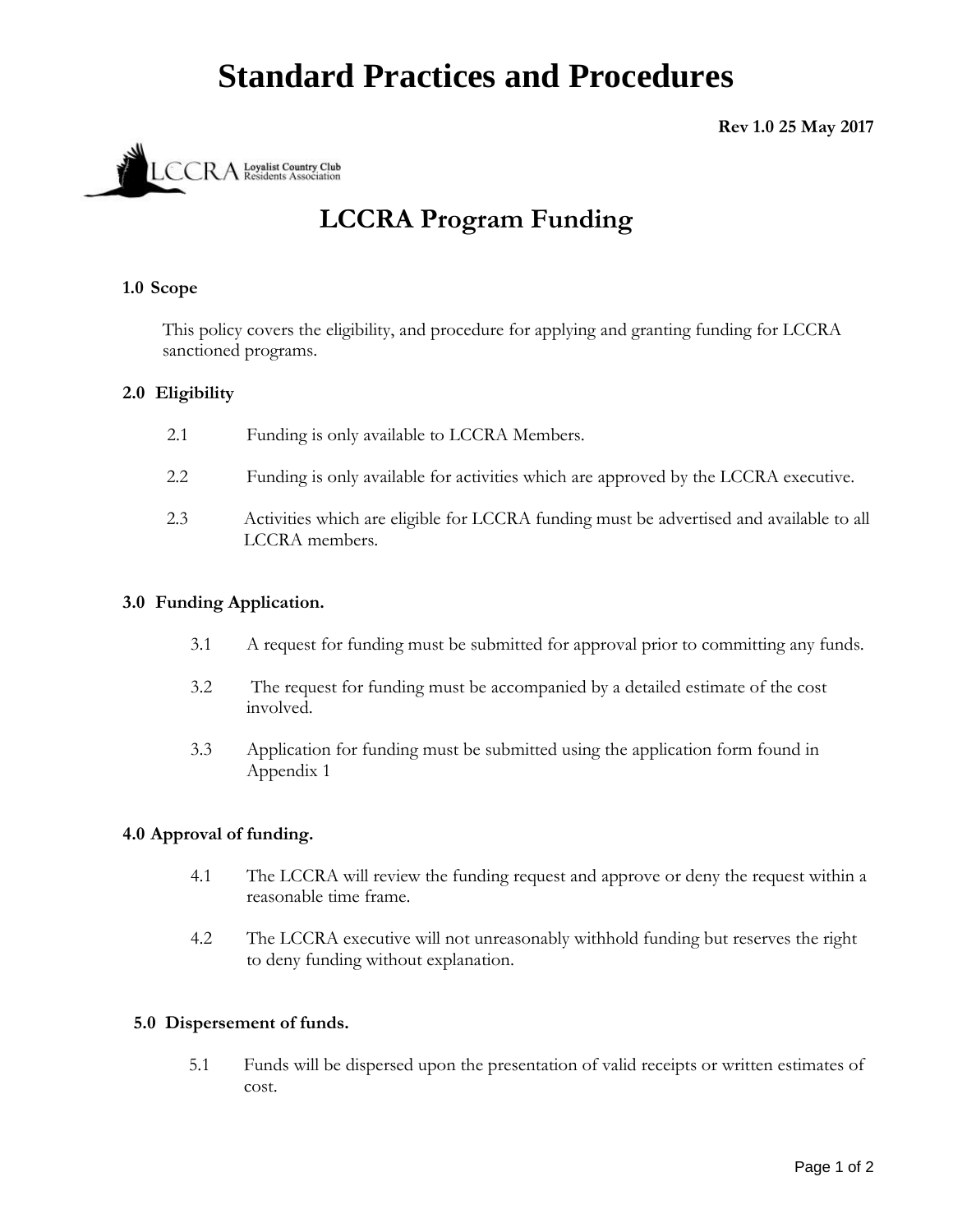# Standard Practices and Procedures

**Rev 1.0 25 May 2017**

LCCRA Loyalist Country Club Residents Association

## LCCRA Program Funding

**1.0 Scope**

This policy covers the eligibility, and procedure for applying and granting funding for LCCRA sanctioned programs.

**2.0 Eligibility**

2.1 Funding is only available to LCCRA Members.

2.2 Funding is only available for activities which are approved by the LCCRA executive.

2.3 Activities which are eligible for LCCRA funding must be advertised and available to all LCCRA members.

**3.0 Funding Application.**

3.1 A request for funding must be submitted for approval prior to committing any funds.

3.2 The request for funding must be accompanied by a detailed estimate of the cost involved.

3.3 Application for funding must be submitted using the application form found in Appendix 1

**4.0 Approval of funding.**

4.1 The LCCRA will review the funding request and approve or deny the request within a reasonable time frame.

4.2 The LCCRA executive will not unreasonably withhold funding but reserves the right to deny funding without explanation.

**5.0 Dispersement of funds.**

5.1 Funds will be dispersed upon the presentation of valid receipts or written estimates of cost.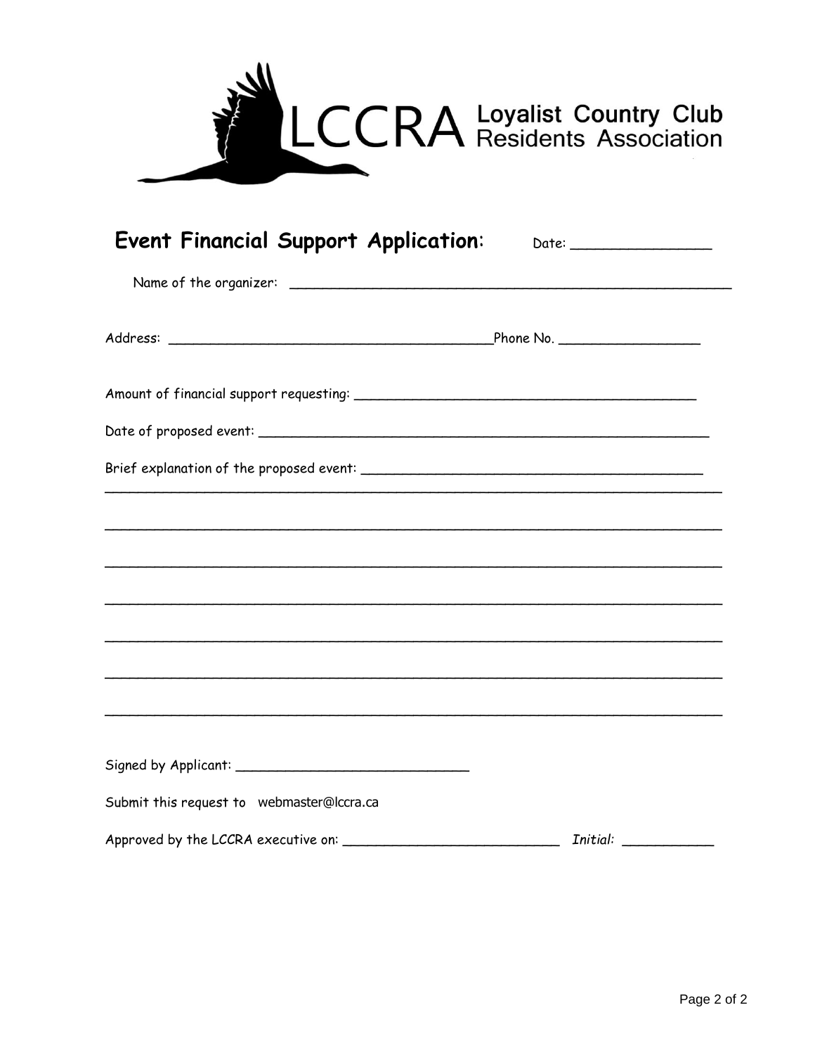LCCRA Loyalist Country Club Residents Association

## Event Financial Support Application:

Date: _______________

Name of the organizer: ______________________________________________________

Address: ______________________________________Phone No. ________________

Amount of financial support requesting: ________________________________________

Date of proposed event: ______________________________________________________

Brief explanation of the proposed event: ________________________________________

___________________________________________________________________________

___________________________________________________________________________

___________________________________________________________________________

___________________________________________________________________________

___________________________________________________________________________

___________________________________________________________________________

___________________________________________________________________________

Signed by Applicant: ____________________________

Submit this request to webmaster@lccra.ca

Approved by the LCCRA executive on: _________________________ *Initial:* __________